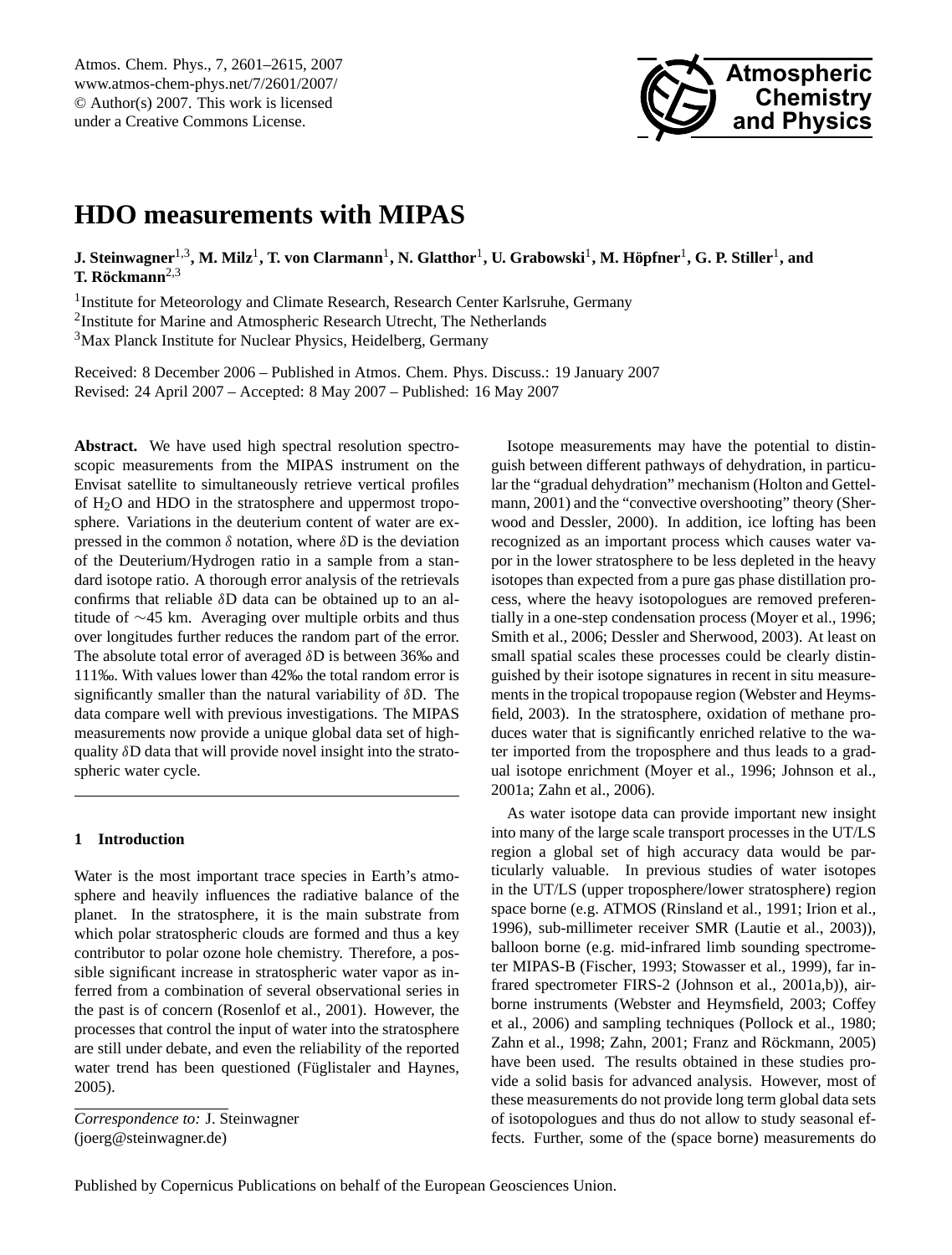# HDO measurements with MIPAS

**J. Steinwagner[1,3], M. Milz[1], T. von Clarmann[1], N. Glatthor[1], U. Grabowski[1], M. Höpfner[1], G. P. Stiller[1], and T. Röckmann[2,3]**

[1]Institute for Meteorology and Climate Research, Research Center Karlsruhe, Germany

[2]Institute for Marine and Atmospheric Research Utrecht, The Netherlands

[3]Max Planck Institute for Nuclear Physics, Heidelberg, Germany

Received: 8 December 2006 – Published in Atmos. Chem. Phys. Discuss.: 19 January 2007
Revised: 24 April 2007 – Accepted: 8 May 2007 – Published: 16 May 2007

**Abstract.** We have used high spectral resolution spectroscopic measurements from the MIPAS instrument on the Envisat satellite to simultaneously retrieve vertical profiles of $H_2O$ and HDO in the stratosphere and uppermost troposphere. Variations in the deuterium content of water are expressed in the common $\delta$ notation, where $\delta$D is the deviation of the Deuterium/Hydrogen ratio in a sample from a standard isotope ratio. A thorough error analysis of the retrievals confirms that reliable $\delta$D data can be obtained up to an altitude of ∼45 km. Averaging over multiple orbits and thus over longitudes further reduces the random part of the error. The absolute total error of averaged $\delta$D is between 36‰ and 111‰. With values lower than 42‰ the total random error is significantly smaller than the natural variability of $\delta$D. The data compare well with previous investigations. The MIPAS measurements now provide a unique global data set of high-quality $\delta$D data that will provide novel insight into the stratospheric water cycle.

## 1 Introduction

Water is the most important trace species in Earth's atmosphere and heavily influences the radiative balance of the planet. In the stratosphere, it is the main substrate from which polar stratospheric clouds are formed and thus a key contributor to polar ozone hole chemistry. Therefore, a possible significant increase in stratospheric water vapor as inferred from a combination of several observational series in the past is of concern (Rosenlof et al., 2001). However, the processes that control the input of water into the stratosphere are still under debate, and even the reliability of the reported water trend has been questioned (Füglistaler and Haynes, 2005).

Isotope measurements may have the potential to distinguish between different pathways of dehydration, in particular the "gradual dehydration" mechanism (Holton and Gettelmann, 2001) and the "convective overshooting" theory (Sherwood and Dessler, 2000). In addition, ice lofting has been recognized as an important process which causes water vapor in the lower stratosphere to be less depleted in the heavy isotopes than expected from a pure gas phase distillation process, where the heavy isotopologues are removed preferentially in a one-step condensation process (Moyer et al., 1996; Smith et al., 2006; Dessler and Sherwood, 2003). At least on small spatial scales these processes could be clearly distinguished by their isotope signatures in recent in situ measurements in the tropical tropopause region (Webster and Heymsfield, 2003). In the stratosphere, oxidation of methane produces water that is significantly enriched relative to the water imported from the troposphere and thus leads to a gradual isotope enrichment (Moyer et al., 1996; Johnson et al., 2001a; Zahn et al., 2006).

As water isotope data can provide important new insight into many of the large scale transport processes in the UT/LS region a global set of high accuracy data would be particularly valuable. In previous studies of water isotopes in the UT/LS (upper troposphere/lower stratosphere) region space borne (e.g. ATMOS (Rinsland et al., 1991; Irion et al., 1996), sub-millimeter receiver SMR (Lautie et al., 2003)), balloon borne (e.g. mid-infrared limb sounding spectrometer MIPAS-B (Fischer, 1993; Stowasser et al., 1999), far infrared spectrometer FIRS-2 (Johnson et al., 2001a,b)), airborne instruments (Webster and Heymsfield, 2003; Coffey et al., 2006) and sampling techniques (Pollock et al., 1980; Zahn et al., 1998; Zahn, 2001; Franz and Röckmann, 2005) have been used. The results obtained in these studies provide a solid basis for advanced analysis. However, most of these measurements do not provide long term global data sets of isotopologues and thus do not allow to study seasonal effects. Further, some of the (space borne) measurements do

*Correspondence to:* J. Steinwagner
(joerg@steinwagner.de)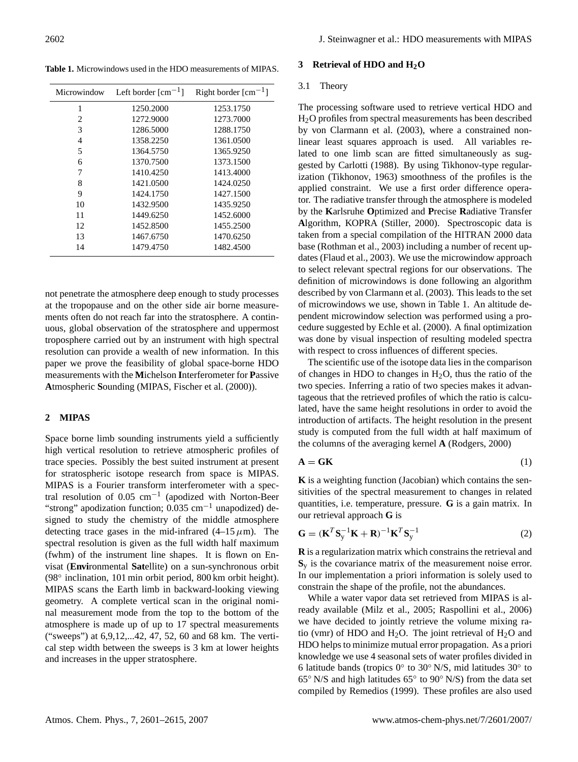**Table 1.** Microwindows used in the HDO measurements of MIPAS.

| Microwindow | Left border [cm$^{-1}$] | Right border [cm$^{-1}$] |
|---|---|---|
| 1 | 1250.2000 | 1253.1750 |
| 2 | 1272.9000 | 1273.7000 |
| 3 | 1286.5000 | 1288.1750 |
| 4 | 1358.2250 | 1361.0500 |
| 5 | 1364.5750 | 1365.9250 |
| 6 | 1370.7500 | 1373.1500 |
| 7 | 1410.4250 | 1413.4000 |
| 8 | 1421.0500 | 1424.0250 |
| 9 | 1424.1750 | 1427.1500 |
| 10 | 1432.9500 | 1435.9250 |
| 11 | 1449.6250 | 1452.6000 |
| 12 | 1452.8500 | 1455.2500 |
| 13 | 1467.6750 | 1470.6250 |
| 14 | 1479.4750 | 1482.4500 |

not penetrate the atmosphere deep enough to study processes at the tropopause and on the other side air borne measurements often do not reach far into the stratosphere. A continuous, global observation of the stratosphere and uppermost troposphere carried out by an instrument with high spectral resolution can provide a wealth of new information. In this paper we prove the feasibility of global space-borne HDO measurements with the **M**ichelson **I**nterferometer for **P**assive **A**tmospheric **S**ounding (MIPAS, Fischer et al. (2000)).

## 2 MIPAS

Space borne limb sounding instruments yield a sufficiently high vertical resolution to retrieve atmospheric profiles of trace species. Possibly the best suited instrument at present for stratospheric isotope research from space is MIPAS. MIPAS is a Fourier transform interferometer with a spectral resolution of 0.05 cm$^{-1}$ (apodized with Norton-Beer "strong" apodization function; 0.035 cm$^{-1}$ unapodized) designed to study the chemistry of the middle atmosphere detecting trace gases in the mid-infrared (4–15 $\mu$m). The spectral resolution is given as the full width half maximum (fwhm) of the instrument line shapes. It is flown on Envisat (**Envi**ronmental **Sat**ellite) on a sun-synchronous orbit (98° inclination, 101 min orbit period, 800 km orbit height). MIPAS scans the Earth limb in backward-looking viewing geometry. A complete vertical scan in the original nominal measurement mode from the top to the bottom of the atmosphere is made up of up to 17 spectral measurements ("sweeps") at 6,9,12,...42, 47, 52, 60 and 68 km. The vertical step width between the sweeps is 3 km at lower heights and increases in the upper stratosphere.

## 3 Retrieval of HDO and $H_2O$

### 3.1 Theory

The processing software used to retrieve vertical HDO and $H_2O$ profiles from spectral measurements has been described by von Clarmann et al. (2003), where a constrained nonlinear least squares approach is used. All variables related to one limb scan are fitted simultaneously as suggested by Carlotti (1988). By using Tikhonov-type regularization (Tikhonov, 1963) smoothness of the profiles is the applied constraint. We use a first order difference operator. The radiative transfer through the atmosphere is modeled by the **K**arlsruhe **O**ptimized and **P**recise **R**adiative Transfer **Al**gorithm, KOPRA (Stiller, 2000). Spectroscopic data is taken from a special compilation of the HITRAN 2000 data base (Rothman et al., 2003) including a number of recent updates (Flaud et al., 2003). We use the microwindow approach to select relevant spectral regions for our observations. The definition of microwindows is done following an algorithm described by von Clarmann et al. (2003). This leads to the set of microwindows we use, shown in Table 1. An altitude dependent microwindow selection was performed using a procedure suggested by Echle et al. (2000). A final optimization was done by visual inspection of resulting modeled spectra with respect to cross influences of different species.

The scientific use of the isotope data lies in the comparison of changes in HDO to changes in $H_2O$, thus the ratio of the two species. Inferring a ratio of two species makes it advantageous that the retrieved profiles of which the ratio is calculated, have the same height resolutions in order to avoid the introduction of artifacts. The height resolution in the present study is computed from the full width at half maximum of the columns of the averaging kernel **A** (Rodgers, 2000)

$$\mathbf{A} = \mathbf{G}\mathbf{K} \tag{1}$$

**K** is a weighting function (Jacobian) which contains the sensitivities of the spectral measurement to changes in related quantities, i.e. temperature, pressure. **G** is a gain matrix. In our retrieval approach **G** is

$$\mathbf{G} = (\mathbf{K}^T \mathbf{S}_y^{-1} \mathbf{K} + \mathbf{R})^{-1} \mathbf{K}^T \mathbf{S}_y^{-1} \tag{2}$$

**R** is a regularization matrix which constrains the retrieval and $\mathbf{S}_y$ is the covariance matrix of the measurement noise error. In our implementation a priori information is solely used to constrain the shape of the profile, not the abundances.

While a water vapor data set retrieved from MIPAS is already available (Milz et al., 2005; Raspollini et al., 2006) we have decided to jointly retrieve the volume mixing ratio (vmr) of HDO and $H_2O$. The joint retrieval of $H_2O$ and HDO helps to minimize mutual error propagation. As a priori knowledge we use 4 seasonal sets of water profiles divided in 6 latitude bands (tropics 0° to 30° N/S, mid latitudes 30° to 65° N/S and high latitudes 65° to 90° N/S) from the data set compiled by Remedios (1999). These profiles are also used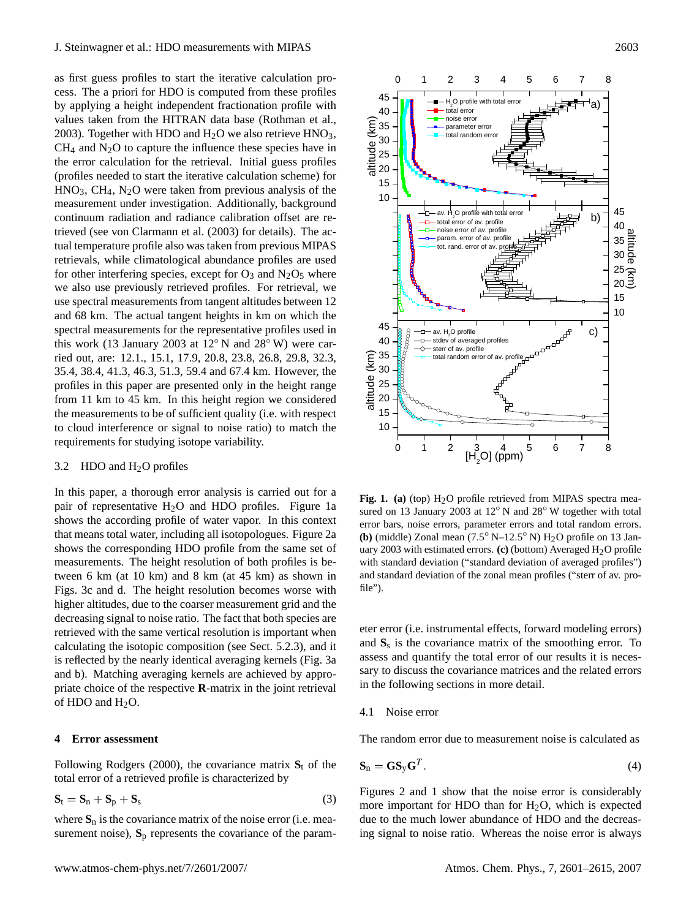as first guess profiles to start the iterative calculation process. The a priori for HDO is computed from these profiles by applying a height independent fractionation profile with values taken from the HITRAN data base (Rothman et al., 2003). Together with HDO and $H_2O$ we also retrieve $HNO_3$, $CH_4$ and $N_2O$ to capture the influence these species have in the error calculation for the retrieval. Initial guess profiles (profiles needed to start the iterative calculation scheme) for $HNO_3$, $CH_4$, $N_2O$ were taken from previous analysis of the measurement under investigation. Additionally, background continuum radiation and radiance calibration offset are retrieved (see von Clarmann et al. (2003) for details). The actual temperature profile also was taken from previous MIPAS retrievals, while climatological abundance profiles are used for other interfering species, except for $O_3$ and $N_2O_5$ where we also use previously retrieved profiles. For retrieval, we use spectral measurements from tangent altitudes between 12 and 68 km. The actual tangent heights in km on which the spectral measurements for the representative profiles used in this work (13 January 2003 at 12° N and 28° W) were carried out, are: 12.1., 15.1, 17.9, 20.8, 23.8, 26.8, 29.8, 32.3, 35.4, 38.4, 41.3, 46.3, 51.3, 59.4 and 67.4 km. However, the profiles in this paper are presented only in the height range from 11 km to 45 km. In this height region we considered the measurements to be of sufficient quality (i.e. with respect to cloud interference or signal to noise ratio) to match the requirements for studying isotope variability.

### 3.2 HDO and $H_2O$ profiles

In this paper, a thorough error analysis is carried out for a pair of representative $H_2O$ and HDO profiles. Figure 1a shows the according profile of water vapor. In this context that means total water, including all isotopologues. Figure 2a shows the corresponding HDO profile from the same set of measurements. The height resolution of both profiles is between 6 km (at 10 km) and 8 km (at 45 km) as shown in Figs. 3c and d. The height resolution becomes worse with higher altitudes, due to the coarser measurement grid and the decreasing signal to noise ratio. The fact that both species are retrieved with the same vertical resolution is important when calculating the isotopic composition (see Sect. 5.2.3), and it is reflected by the nearly identical averaging kernels (Fig. 3a and b). Matching averaging kernels are achieved by appropriate choice of the respective **R**-matrix in the joint retrieval of HDO and $H_2O$.

## 4 Error assessment

Following Rodgers (2000), the covariance matrix $\mathbf{S}_t$ of the total error of a retrieved profile is characterized by

$$\mathbf{S}_t = \mathbf{S}_n + \mathbf{S}_p + \mathbf{S}_s \tag{3}$$

where $\mathbf{S}_n$ is the covariance matrix of the noise error (i.e. measurement noise), $\mathbf{S}_p$ represents the covariance of the parameter error (i.e. instrumental effects, forward modeling errors) and $\mathbf{S}_s$ is the covariance matrix of the smoothing error. To assess and quantify the total error of our results it is necessary to discuss the covariance matrices and the related errors in the following sections in more detail.

**Fig. 1. (a)** (top) $H_2O$ profile retrieved from MIPAS spectra measured on 13 January 2003 at 12° N and 28° W together with total error bars, noise errors, parameter errors and total random errors. **(b)** (middle) Zonal mean (7.5° N–12.5° N) $H_2O$ profile on 13 January 2003 with estimated errors. **(c)** (bottom) Averaged $H_2O$ profile with standard deviation ("standard deviation of averaged profiles") and standard deviation of the zonal mean profiles ("sterr of av. profile").

### 4.1 Noise error

The random error due to measurement noise is calculated as

$$\mathbf{S}_n = \mathbf{G}\mathbf{S}_y\mathbf{G}^T. \tag{4}$$

Figures 2 and 1 show that the noise error is considerably more important for HDO than for $H_2O$, which is expected due to the much lower abundance of HDO and the decreasing signal to noise ratio. Whereas the noise error is always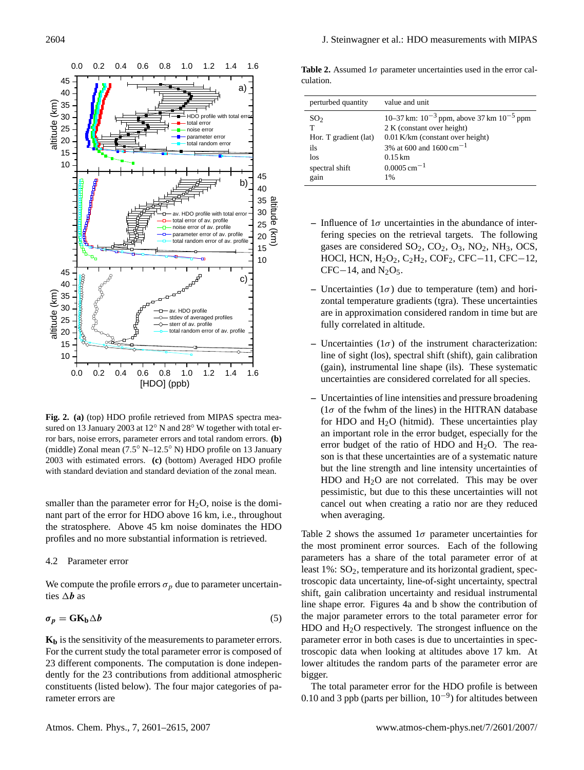**Fig. 2. (a)** (top) HDO profile retrieved from MIPAS spectra measured on 13 January 2003 at 12° N and 28° W together with total error bars, noise errors, parameter errors and total random errors. **(b)** (middle) Zonal mean (7.5° N–12.5° N) HDO profile on 13 January 2003 with estimated errors. **(c)** (bottom) Averaged HDO profile with standard deviation and standard deviation of the zonal mean.

smaller than the parameter error for $H_2O$, noise is the dominant part of the error for HDO above 16 km, i.e., throughout the stratosphere. Above 45 km noise dominates the HDO profiles and no more substantial information is retrieved.

### 4.2 Parameter error

We compute the profile errors $\sigma_p$ due to parameter uncertainties $\Delta \boldsymbol{b}$ as

$$\boldsymbol{\sigma_p} = \mathbf{G K_b} \Delta \boldsymbol{b} \tag{5}$$

$\mathbf{K_b}$ is the sensitivity of the measurements to parameter errors. For the current study the total parameter error is composed of 23 different components. The computation is done independently for the 23 contributions from additional atmospheric constituents (listed below). The four major categories of parameter errors are

– Influence of $1\sigma$ uncertainties in the abundance of interfering species on the retrieval targets. The following gases are considered $SO_2$, $CO_2$, $O_3$, $NO_2$, $NH_3$, OCS, HOCl, HCN, $H_2O_2$, $C_2H_2$, $COF_2$, CFC−11, CFC−12, CFC−14, and $N_2O_5$.

– Uncertainties ($1\sigma$) due to temperature (tem) and horizontal temperature gradients (tgra). These uncertainties are in approximation considered random in time but are fully correlated in altitude.

– Uncertainties ($1\sigma$) of the instrument characterization: line of sight (los), spectral shift (shift), gain calibration (gain), instrumental line shape (ils). These systematic uncertainties are considered correlated for all species.

– Uncertainties of line intensities and pressure broadening ($1\sigma$ of the fwhm of the lines) in the HITRAN database for HDO and $H_2O$ (hitmid). These uncertainties play an important role in the error budget, especially for the error budget of the ratio of HDO and $H_2O$. The reason is that these uncertainties are of a systematic nature but the line strength and line intensity uncertainties of HDO and $H_2O$ are not correlated. This may be over pessimistic, but due to this these uncertainties will not cancel out when creating a ratio nor are they reduced when averaging.

**Table 2.** Assumed $1\sigma$ parameter uncertainties used in the error calculation.

| perturbed quantity | value and unit |
|---|---|
| $SO_2$ | 10–37 km: $10^{-3}$ ppm, above 37 km $10^{-5}$ ppm |
| T | 2 K (constant over height) |
| Hor. T gradient (lat) | 0.01 K/km (constant over height) |
| ils | 3% at 600 and 1600 $cm^{-1}$ |
| los | 0.15 km |
| spectral shift | 0.0005 $cm^{-1}$ |
| gain | 1% |

Table 2 shows the assumed $1\sigma$ parameter uncertainties for the most prominent error sources. Each of the following parameters has a share of the total parameter error of at least 1%: $SO_2$, temperature and its horizontal gradient, spectroscopic data uncertainty, line-of-sight uncertainty, spectral shift, gain calibration uncertainty and residual instrumental line shape error. Figures 4a and b show the contribution of the major parameter errors to the total parameter error for HDO and $H_2O$ respectively. The strongest influence on the parameter error in both cases is due to uncertainties in spectroscopic data when looking at altitudes above 17 km. At lower altitudes the random parts of the parameter error are bigger.

The total parameter error for the HDO profile is between 0.10 and 3 ppb (parts per billion, $10^{-9}$) for altitudes between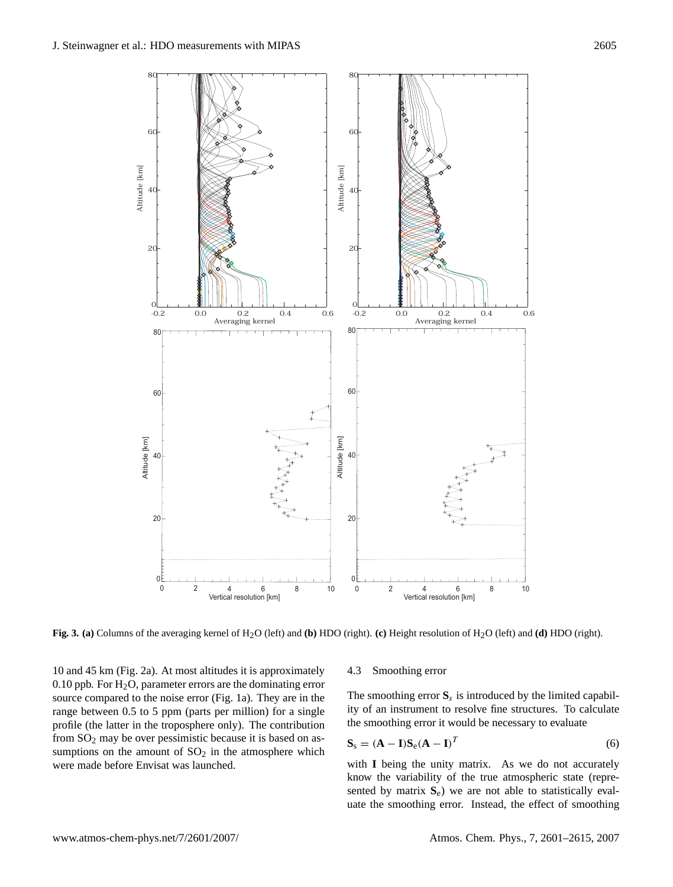**Fig. 3. (a)** Columns of the averaging kernel of $H_2O$ (left) and **(b)** HDO (right). **(c)** Height resolution of $H_2O$ (left) and **(d)** HDO (right).

10 and 45 km (Fig. 2a). At most altitudes it is approximately 0.10 ppb. For $H_2O$, parameter errors are the dominating error source compared to the noise error (Fig. 1a). They are in the range between 0.5 to 5 ppm (parts per million) for a single profile (the latter in the troposphere only). The contribution from $SO_2$ may be over pessimistic because it is based on assumptions on the amount of $SO_2$ in the atmosphere which were made before Envisat was launched.

### 4.3 Smoothing error

The smoothing error $\mathbf{S}_s$ is introduced by the limited capability of an instrument to resolve fine structures. To calculate the smoothing error it would be necessary to evaluate

$$\mathbf{S}_s = (\mathbf{A} - \mathbf{I})\mathbf{S}_e(\mathbf{A} - \mathbf{I})^T \tag{6}$$

with $\mathbf{I}$ being the unity matrix. As we do not accurately know the variability of the true atmospheric state (represented by matrix $\mathbf{S}_e$) we are not able to statistically evaluate the smoothing error. Instead, the effect of smoothing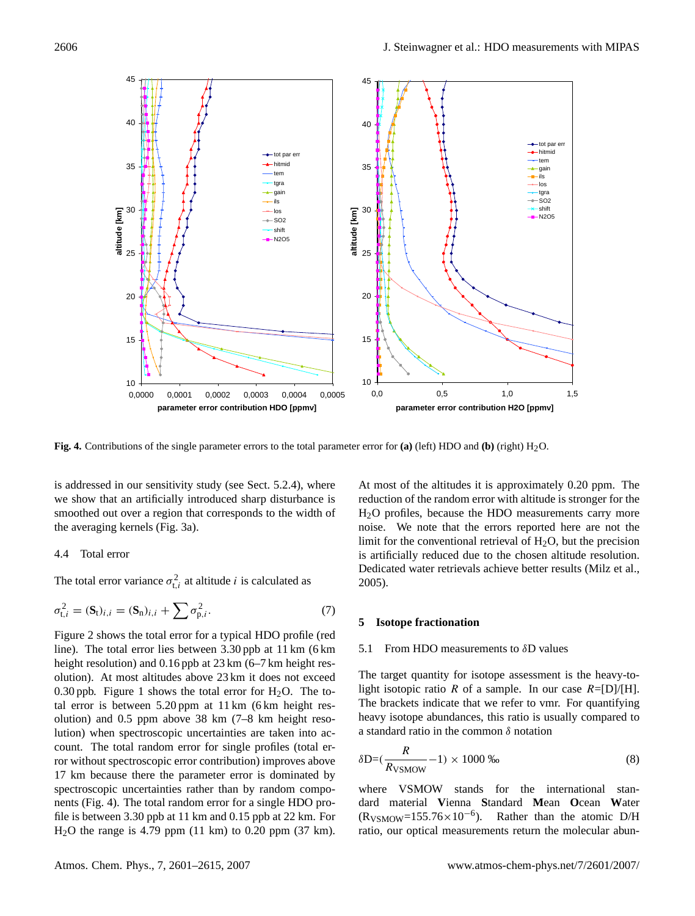**Fig. 4.** Contributions of the single parameter errors to the total parameter error for **(a)** (left) HDO and **(b)** (right) $H_2O$.

is addressed in our sensitivity study (see Sect. 5.2.4), where we show that an artificially introduced sharp disturbance is smoothed out over a region that corresponds to the width of the averaging kernels (Fig. 3a).

### 4.4 Total error

The total error variance $\sigma_{t,i}^2$ at altitude $i$ is calculated as

$$\sigma_{t,i}^2 = (\mathbf{S}_t)_{i,i} = (\mathbf{S}_n)_{i,i} + \sum \sigma_{p,i}^2. \tag{7}$$

Figure 2 shows the total error for a typical HDO profile (red line). The total error lies between 3.30 ppb at 11 km (6 km height resolution) and 0.16 ppb at 23 km (6–7 km height resolution). At most altitudes above 23 km it does not exceed 0.30 ppb. Figure 1 shows the total error for $H_2O$. The total error is between 5.20 ppm at 11 km (6 km height resolution) and 0.5 ppm above 38 km (7–8 km height resolution) when spectroscopic uncertainties are taken into account. The total random error for single profiles (total error without spectroscopic error contribution) improves above 17 km because there the parameter error is dominated by spectroscopic uncertainties rather than by random components (Fig. 4). The total random error for a single HDO profile is between 3.30 ppb at 11 km and 0.15 ppb at 22 km. For $H_2O$ the range is 4.79 ppm (11 km) to 0.20 ppm (37 km). At most of the altitudes it is approximately 0.20 ppm. The reduction of the random error with altitude is stronger for the $H_2O$ profiles, because the HDO measurements carry more noise. We note that the errors reported here are not the limit for the conventional retrieval of $H_2O$, but the precision is artificially reduced due to the chosen altitude resolution. Dedicated water retrievals achieve better results (Milz et al., 2005).

## 5 Isotope fractionation

### 5.1 From HDO measurements to $\delta$D values

The target quantity for isotope assessment is the heavy-to-light isotopic ratio $R$ of a sample. In our case $R$=[D]/[H]. The brackets indicate that we refer to vmr. For quantifying heavy isotope abundances, this ratio is usually compared to a standard ratio in the common $\delta$ notation

$$\delta\text{D}=(\frac{R}{R_{\text{VSMOW}}}-1) \times 1000\ ‰ \tag{8}$$

where VSMOW stands for the international standard material **V**ienna **S**tandard **M**ean **O**cean **W**ater ($R_{\text{VSMOW}}=155.76\times10^{-6}$). Rather than the atomic D/H ratio, our optical measurements return the molecular abun-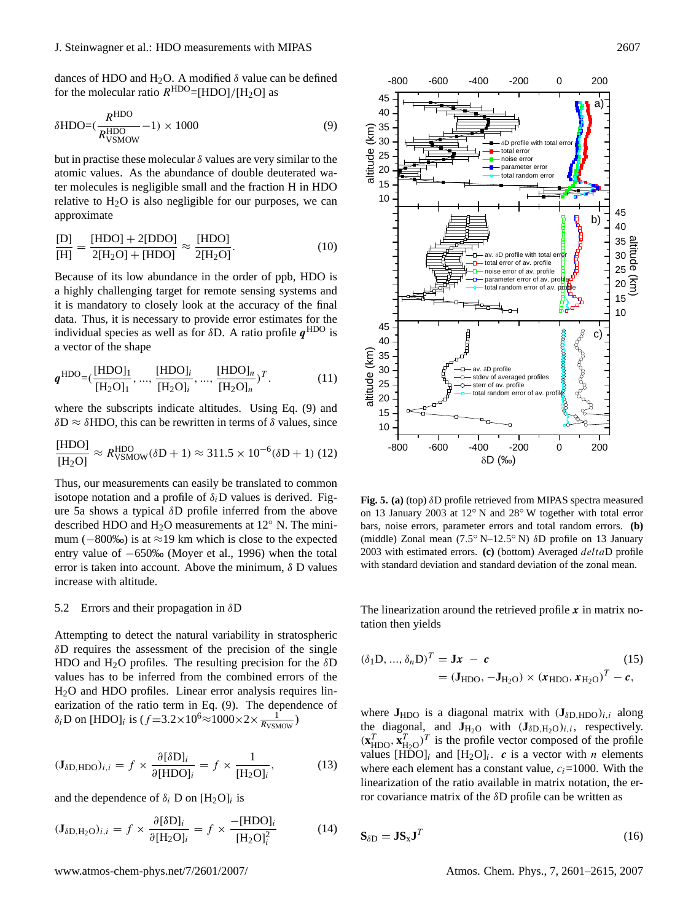dances of HDO and $H_2O$. A modified $\delta$ value can be defined for the molecular ratio $R^{\mathrm{HDO}}$=[HDO]/[$H_2O$] as

$$\delta\mathrm{HDO}=(\frac{R^{\mathrm{HDO}}}{R^{\mathrm{HDO}}_{\mathrm{VSMOW}}}-1)\times 1000 \quad (9)$$

but in practise these molecular $\delta$ values are very similar to the atomic values. As the abundance of double deuterated water molecules is negligible small and the fraction H in HDO relative to $H_2O$ is also negligible for our purposes, we can approximate

$$\frac{[\mathrm{D}]}{[\mathrm{H}]}=\frac{[\mathrm{HDO}]+2[\mathrm{DDO}]}{2[\mathrm{H_2O}]+[\mathrm{HDO}]}\approx\frac{[\mathrm{HDO}]}{2[\mathrm{H_2O}]}. \quad (10)$$

Because of its low abundance in the order of ppb, HDO is a highly challenging target for remote sensing systems and it is mandatory to closely look at the accuracy of the final data. Thus, it is necessary to provide error estimates for the individual species as well as for $\delta$D. A ratio profile $\boldsymbol{q}^{\mathrm{HDO}}$ is a vector of the shape

$$\boldsymbol{q}^{\mathrm{HDO}}=(\frac{[\mathrm{HDO}]_1}{[\mathrm{H_2O}]_1},...,\frac{[\mathrm{HDO}]_i}{[\mathrm{H_2O}]_i},...,\frac{[\mathrm{HDO}]_n}{[\mathrm{H_2O}]_n})^T. \quad (11)$$

where the subscripts indicate altitudes. Using Eq. (9) and $\delta\mathrm{D}\approx\delta\mathrm{HDO}$, this can be rewritten in terms of $\delta$ values, since

$$\frac{[\mathrm{HDO}]}{[\mathrm{H_2O}]}\approx R^{\mathrm{HDO}}_{\mathrm{VSMOW}}(\delta\mathrm{D}+1)\approx 311.5\times10^{-6}(\delta\mathrm{D}+1) \quad (12)$$

Thus, our measurements can easily be translated to common isotope notation and a profile of $\delta_i$D values is derived. Figure 5a shows a typical $\delta$D profile inferred from the above described HDO and $H_2O$ measurements at 12° N. The minimum (−800‰) is at ≈19 km which is close to the expected entry value of −650‰ (Moyer et al., 1996) when the total error is taken into account. Above the minimum, $\delta$ D values increase with altitude.

**Fig. 5. (a)** (top) $\delta$D profile retrieved from MIPAS spectra measured on 13 January 2003 at 12° N and 28° W together with total error bars, noise errors, parameter errors and total random errors. **(b)** (middle) Zonal mean (7.5° N–12.5° N) $\delta$D profile on 13 January 2003 with estimated errors. **(c)** (bottom) Averaged *delta*D profile with standard deviation and standard deviation of the zonal mean.

### 5.2 Errors and their propagation in $\delta$D

Attempting to detect the natural variability in stratospheric $\delta$D requires the assessment of the precision of the single HDO and $H_2O$ profiles. The resulting precision for the $\delta$D values has to be inferred from the combined errors of the $H_2O$ and HDO profiles. Linear error analysis requires linearization of the ratio term in Eq. (9). The dependence of $\delta_i$D on [HDO]$_i$ is ($f$=3.2×10$^6$≈1000×2×$\frac{1}{R_{\mathrm{VSMOW}}}$)

$$(\mathbf{J}_{\delta\mathrm{D,HDO}})_{i,i}=f\times\frac{\partial[\delta\mathrm{D}]_i}{\partial[\mathrm{HDO}]_i}=f\times\frac{1}{[\mathrm{H_2O}]_i}, \quad (13)$$

and the dependence of $\delta_i$ D on [$H_2O$]$_i$ is

$$(\mathbf{J}_{\delta\mathrm{D,H_2O}})_{i,i}=f\times\frac{\partial[\delta\mathrm{D}]_i}{\partial[\mathrm{H_2O}]_i}=f\times\frac{-[\mathrm{HDO}]_i}{[\mathrm{H_2O}]_i^2} \quad (14)$$

The linearization around the retrieved profile $\boldsymbol{x}$ in matrix notation then yields

$$\begin{aligned}(\delta_1\mathrm{D},...,\delta_n\mathrm{D})^T &= \mathbf{J}\boldsymbol{x} - \boldsymbol{c} \quad (15)\\ &= (\mathbf{J}_{\mathrm{HDO}},-\mathbf{J}_{\mathrm{H_2O}})\times(\boldsymbol{x}_{\mathrm{HDO}},\boldsymbol{x}_{\mathrm{H_2O}})^T-\boldsymbol{c},\end{aligned}$$

where $\mathbf{J}_{\mathrm{HDO}}$ is a diagonal matrix with $(\mathbf{J}_{\delta\mathrm{D,HDO}})_{i,i}$ along the diagonal, and $\mathbf{J}_{\mathrm{H_2O}}$ with $(\mathbf{J}_{\delta\mathrm{D,H_2O}})_{i,i}$, respectively. $(\mathbf{x}^T_{\mathrm{HDO}},\mathbf{x}^T_{\mathrm{H_2O}})^T$ is the profile vector composed of the profile values [HDO]$_i$ and [$H_2O$]$_i$. $\boldsymbol{c}$ is a vector with $n$ elements where each element has a constant value, $c_i$=1000. With the linearization of the ratio available in matrix notation, the error covariance matrix of the $\delta$D profile can be written as

$$\mathbf{S}_{\delta\mathrm{D}}=\mathbf{J}\mathbf{S}_{\mathrm{x}}\mathbf{J}^T \quad (16)$$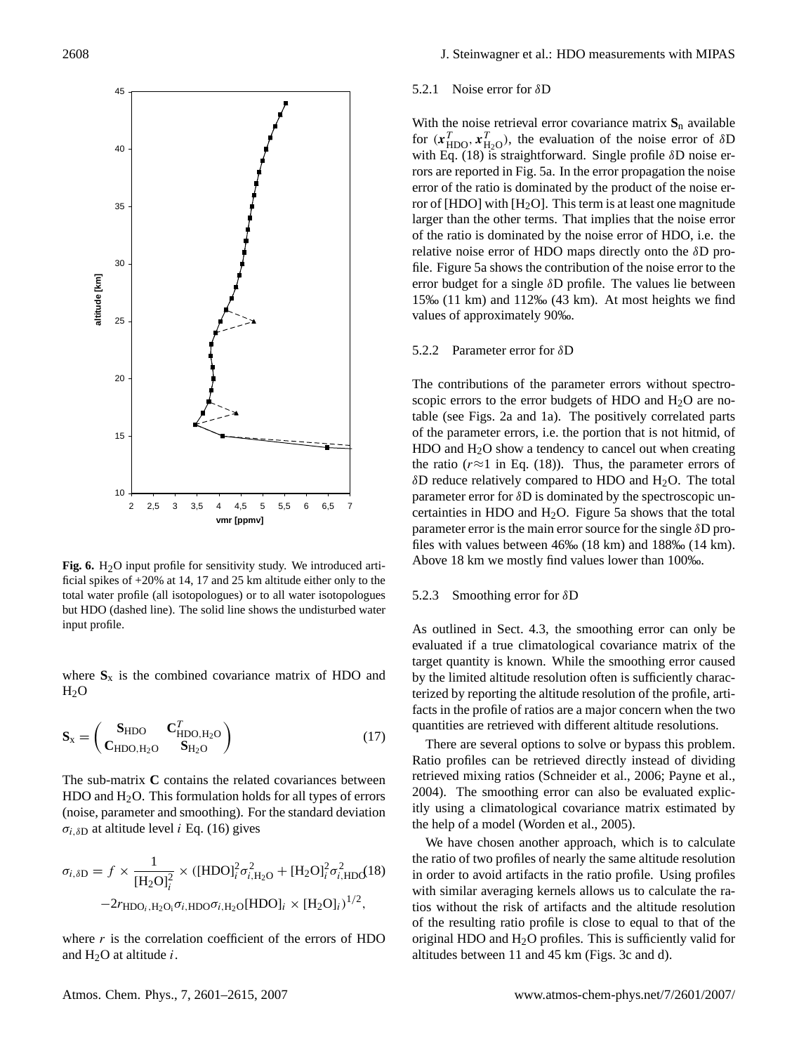**Fig. 6.** $H_2O$ input profile for sensitivity study. We introduced artificial spikes of +20% at 14, 17 and 25 km altitude either only to the total water profile (all isotopologues) or to all water isotopologues but HDO (dashed line). The solid line shows the undisturbed water input profile.

where $\mathbf{S}_x$ is the combined covariance matrix of HDO and $H_2O$

$$\mathbf{S}_x = \begin{pmatrix} \mathbf{S}_{HDO} & \mathbf{C}^T_{HDO,H_2O} \\ \mathbf{C}_{HDO,H_2O} & \mathbf{S}_{H_2O} \end{pmatrix} \tag{17}$$

The sub-matrix **C** contains the related covariances between HDO and $H_2O$. This formulation holds for all types of errors (noise, parameter and smoothing). For the standard deviation $\sigma_{i,\delta D}$ at altitude level $i$ Eq. (16) gives

$$\sigma_{i,\delta D} = f \times \frac{1}{[H_2O]_i^2} \times ([HDO]_i^2 \sigma_{i,H_2O}^2 + [H_2O]_i^2 \sigma_{i,HDO}^2 \\ -2 r_{HDO_i,H_2O_i} \sigma_{i,HDO} \sigma_{i,H_2O} [HDO]_i \times [H_2O]_i)^{1/2}, \tag{18}$$

where $r$ is the correlation coefficient of the errors of HDO and $H_2O$ at altitude $i$.

### 5.2.1 Noise error for $\delta$D

With the noise retrieval error covariance matrix $\mathbf{S}_n$ available for $(\boldsymbol{x}^T_{HDO}, \boldsymbol{x}^T_{H_2O})$, the evaluation of the noise error of $\delta$D with Eq. (18) is straightforward. Single profile $\delta$D noise errors are reported in Fig. 5a. In the error propagation the noise error of the ratio is dominated by the product of the noise error of [HDO] with [$H_2O$]. This term is at least one magnitude larger than the other terms. That implies that the noise error of the ratio is dominated by the noise error of HDO, i.e. the relative noise error of HDO maps directly onto the $\delta$D profile. Figure 5a shows the contribution of the noise error to the error budget for a single $\delta$D profile. The values lie between 15‰ (11 km) and 112‰ (43 km). At most heights we find values of approximately 90‰.

### 5.2.2 Parameter error for $\delta$D

The contributions of the parameter errors without spectroscopic errors to the error budgets of HDO and $H_2O$ are notable (see Figs. 2a and 1a). The positively correlated parts of the parameter errors, i.e. the portion that is not hitmid, of HDO and $H_2O$ show a tendency to cancel out when creating the ratio ($r \approx 1$ in Eq. (18)). Thus, the parameter errors of $\delta$D reduce relatively compared to HDO and $H_2O$. The total parameter error for $\delta$D is dominated by the spectroscopic uncertainties in HDO and $H_2O$. Figure 5a shows that the total parameter error is the main error source for the single $\delta$D profiles with values between 46‰ (18 km) and 188‰ (14 km). Above 18 km we mostly find values lower than 100‰.

### 5.2.3 Smoothing error for $\delta$D

As outlined in Sect. 4.3, the smoothing error can only be evaluated if a true climatological covariance matrix of the target quantity is known. While the smoothing error caused by the limited altitude resolution often is sufficiently characterized by reporting the altitude resolution of the profile, artifacts in the profile of ratios are a major concern when the two quantities are retrieved with different altitude resolutions.

There are several options to solve or bypass this problem. Ratio profiles can be retrieved directly instead of dividing retrieved mixing ratios (Schneider et al., 2006; Payne et al., 2004). The smoothing error can also be evaluated explicitly using a climatological covariance matrix estimated by the help of a model (Worden et al., 2005).

We have chosen another approach, which is to calculate the ratio of two profiles of nearly the same altitude resolution in order to avoid artifacts in the ratio profile. Using profiles with similar averaging kernels allows us to calculate the ratios without the risk of artifacts and the altitude resolution of the resulting ratio profile is close to equal to that of the original HDO and $H_2O$ profiles. This is sufficiently valid for altitudes between 11 and 45 km (Figs. 3c and d).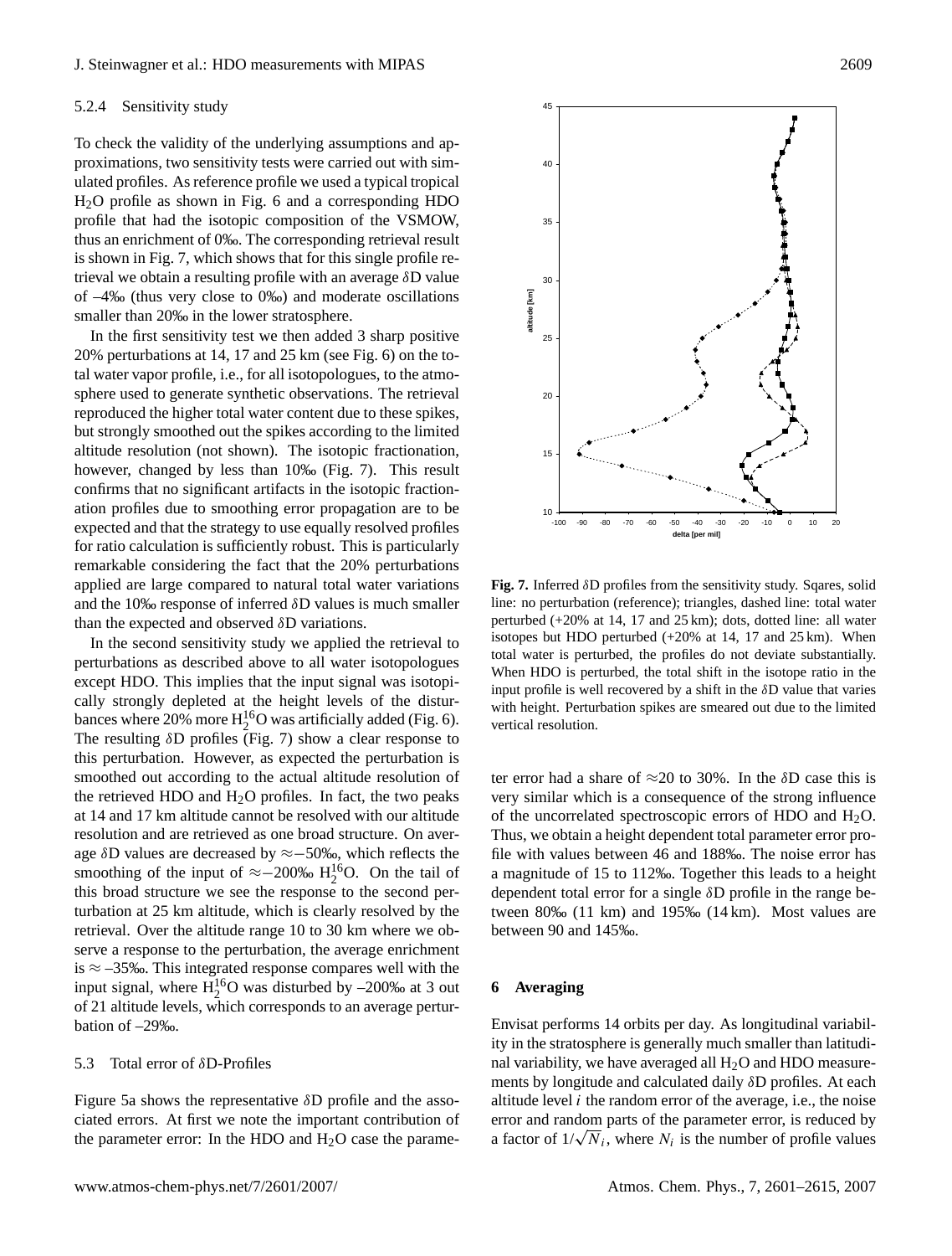#### 5.2.4 Sensitivity study

To check the validity of the underlying assumptions and approximations, two sensitivity tests were carried out with simulated profiles. As reference profile we used a typical tropical $H_2O$ profile as shown in Fig. 6 and a corresponding HDO profile that had the isotopic composition of the VSMOW, thus an enrichment of 0‰. The corresponding retrieval result is shown in Fig. 7, which shows that for this single profile retrieval we obtain a resulting profile with an average $\delta$D value of –4‰ (thus very close to 0‰) and moderate oscillations smaller than 20‰ in the lower stratosphere.

In the first sensitivity test we then added 3 sharp positive 20% perturbations at 14, 17 and 25 km (see Fig. 6) on the total water vapor profile, i.e., for all isotopologues, to the atmosphere used to generate synthetic observations. The retrieval reproduced the higher total water content due to these spikes, but strongly smoothed out the spikes according to the limited altitude resolution (not shown). The isotopic fractionation, however, changed by less than 10‰ (Fig. 7). This result confirms that no significant artifacts in the isotopic fractionation profiles due to smoothing error propagation are to be expected and that the strategy to use equally resolved profiles for ratio calculation is sufficiently robust. This is particularly remarkable considering the fact that the 20% perturbations applied are large compared to natural total water variations and the 10‰ response of inferred $\delta$D values is much smaller than the expected and observed $\delta$D variations.

In the second sensitivity study we applied the retrieval to perturbations as described above to all water isotopologues except HDO. This implies that the input signal was isotopically strongly depleted at the height levels of the disturbances where 20% more $H_2^{16}O$ was artificially added (Fig. 6). The resulting $\delta$D profiles (Fig. 7) show a clear response to this perturbation. However, as expected the perturbation is smoothed out according to the actual altitude resolution of the retrieved HDO and $H_2O$ profiles. In fact, the two peaks at 14 and 17 km altitude cannot be resolved with our altitude resolution and are retrieved as one broad structure. On average $\delta$D values are decreased by $\approx -50$‰, which reflects the smoothing of the input of $\approx -200$‰ $H_2^{16}O$. On the tail of this broad structure we see the response to the second perturbation at 25 km altitude, which is clearly resolved by the retrieval. Over the altitude range 10 to 30 km where we observe a response to the perturbation, the average enrichment is $\approx$ –35‰. This integrated response compares well with the input signal, where $H_2^{16}O$ was disturbed by –200‰ at 3 out of 21 altitude levels, which corresponds to an average perturbation of –29‰.

### 5.3 Total error of $\delta$D-Profiles

Figure 5a shows the representative $\delta$D profile and the associated errors. At first we note the important contribution of the parameter error: In the HDO and $H_2O$ case the parameter error had a share of $\approx$20 to 30%. In the $\delta$D case this is very similar which is a consequence of the strong influence of the uncorrelated spectroscopic errors of HDO and $H_2O$. Thus, we obtain a height dependent total parameter error profile with values between 46 and 188‰. The noise error has a magnitude of 15 to 112‰. Together this leads to a height dependent total error for a single $\delta$D profile in the range between 80‰ (11 km) and 195‰ (14 km). Most values are between 90 and 145‰.

**Fig. 7.** Inferred $\delta$D profiles from the sensitivity study. Sqares, solid line: no perturbation (reference); triangles, dashed line: total water perturbed (+20% at 14, 17 and 25 km); dots, dotted line: all water isotopes but HDO perturbed (+20% at 14, 17 and 25 km). When total water is perturbed, the profiles do not deviate substantially. When HDO is perturbed, the total shift in the isotope ratio in the input profile is well recovered by a shift in the $\delta$D value that varies with height. Perturbation spikes are smeared out due to the limited vertical resolution.

## 6 Averaging

Envisat performs 14 orbits per day. As longitudinal variability in the stratosphere is generally much smaller than latitudinal variability, we have averaged all $H_2O$ and HDO measurements by longitude and calculated daily $\delta$D profiles. At each altitude level $i$ the random error of the average, i.e., the noise error and random parts of the parameter error, is reduced by a factor of $1/\sqrt{N_i}$, where $N_i$ is the number of profile values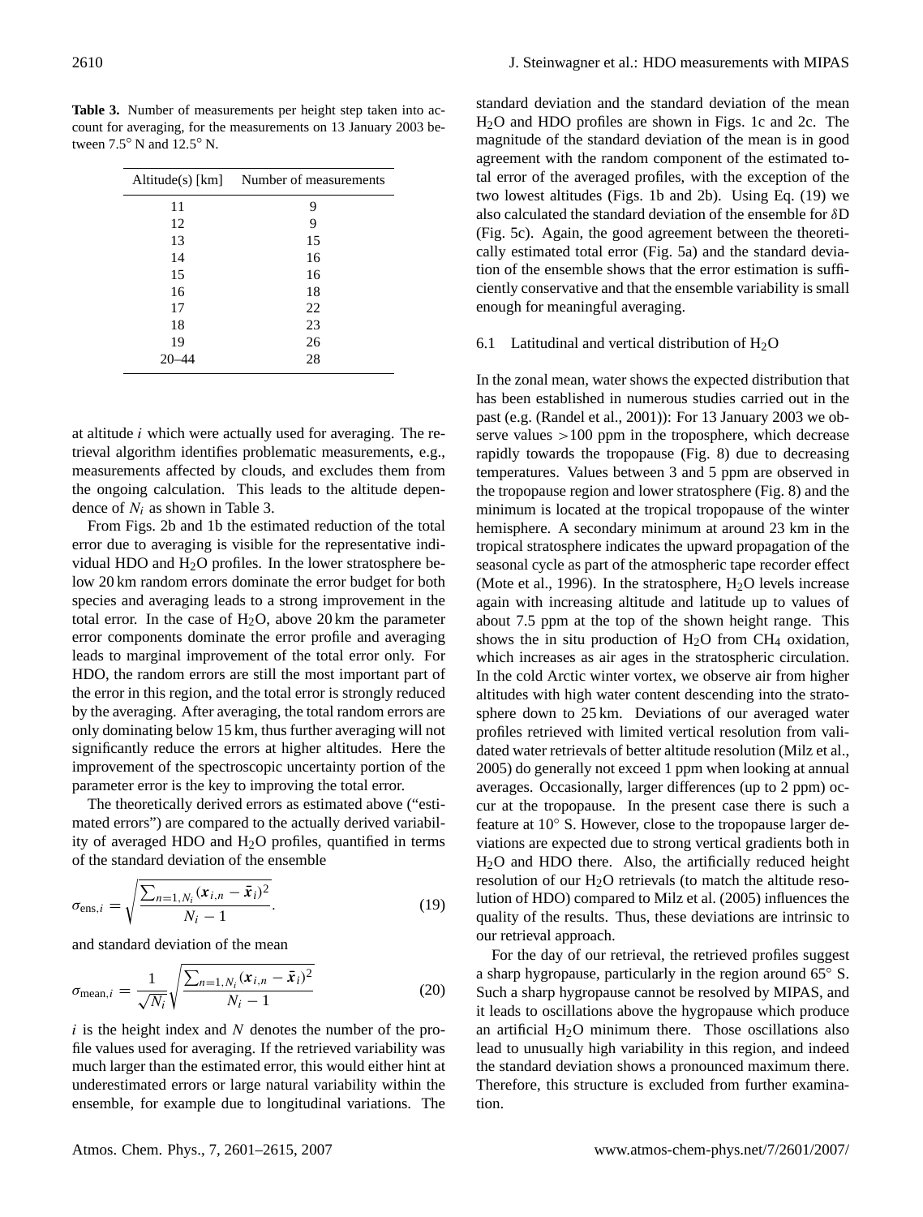**Table 3.** Number of measurements per height step taken into account for averaging, for the measurements on 13 January 2003 between 7.5° N and 12.5° N.

| Altitude(s) [km] | Number of measurements |
|---|---|
| 11 | 9 |
| 12 | 9 |
| 13 | 15 |
| 14 | 16 |
| 15 | 16 |
| 16 | 18 |
| 17 | 22 |
| 18 | 23 |
| 19 | 26 |
| 20–44 | 28 |

at altitude $i$ which were actually used for averaging. The retrieval algorithm identifies problematic measurements, e.g., measurements affected by clouds, and excludes them from the ongoing calculation. This leads to the altitude dependence of $N_i$ as shown in Table 3.

From Figs. 2b and 1b the estimated reduction of the total error due to averaging is visible for the representative individual HDO and $H_2O$ profiles. In the lower stratosphere below 20 km random errors dominate the error budget for both species and averaging leads to a strong improvement in the total error. In the case of $H_2O$, above 20 km the parameter error components dominate the error profile and averaging leads to marginal improvement of the total error only. For HDO, the random errors are still the most important part of the error in this region, and the total error is strongly reduced by the averaging. After averaging, the total random errors are only dominating below 15 km, thus further averaging will not significantly reduce the errors at higher altitudes. Here the improvement of the spectroscopic uncertainty portion of the parameter error is the key to improving the total error.

The theoretically derived errors as estimated above ("estimated errors") are compared to the actually derived variability of averaged HDO and $H_2O$ profiles, quantified in terms of the standard deviation of the ensemble

$$\sigma_{\mathrm{ens},i} = \sqrt{\frac{\sum_{n=1,N_i} (\boldsymbol{x}_{i,n} - \bar{\boldsymbol{x}}_i)^2}{N_i - 1}}. \tag{19}$$

and standard deviation of the mean

$$\sigma_{\mathrm{mean},i} = \frac{1}{\sqrt{N_i}} \sqrt{\frac{\sum_{n=1,N_i} (\boldsymbol{x}_{i,n} - \bar{\boldsymbol{x}}_i)^2}{N_i - 1}} \tag{20}$$

$i$ is the height index and $N$ denotes the number of the profile values used for averaging. If the retrieved variability was much larger than the estimated error, this would either hint at underestimated errors or large natural variability within the ensemble, for example due to longitudinal variations. The standard deviation and the standard deviation of the mean $H_2O$ and HDO profiles are shown in Figs. 1c and 2c. The magnitude of the standard deviation of the mean is in good agreement with the random component of the estimated total error of the averaged profiles, with the exception of the two lowest altitudes (Figs. 1b and 2b). Using Eq. (19) we also calculated the standard deviation of the ensemble for $\delta$D (Fig. 5c). Again, the good agreement between the theoretically estimated total error (Fig. 5a) and the standard deviation of the ensemble shows that the error estimation is sufficiently conservative and that the ensemble variability is small enough for meaningful averaging.

### 6.1 Latitudinal and vertical distribution of $H_2O$

In the zonal mean, water shows the expected distribution that has been established in numerous studies carried out in the past (e.g. (Randel et al., 2001)): For 13 January 2003 we observe values >100 ppm in the troposphere, which decrease rapidly towards the tropopause (Fig. 8) due to decreasing temperatures. Values between 3 and 5 ppm are observed in the tropopause region and lower stratosphere (Fig. 8) and the minimum is located at the tropical tropopause of the winter hemisphere. A secondary minimum at around 23 km in the tropical stratosphere indicates the upward propagation of the seasonal cycle as part of the atmospheric tape recorder effect (Mote et al., 1996). In the stratosphere, $H_2O$ levels increase again with increasing altitude and latitude up to values of about 7.5 ppm at the top of the shown height range. This shows the in situ production of $H_2O$ from $CH_4$ oxidation, which increases as air ages in the stratospheric circulation. In the cold Arctic winter vortex, we observe air from higher altitudes with high water content descending into the stratosphere down to 25 km. Deviations of our averaged water profiles retrieved with limited vertical resolution from validated water retrievals of better altitude resolution (Milz et al., 2005) do generally not exceed 1 ppm when looking at annual averages. Occasionally, larger differences (up to 2 ppm) occur at the tropopause. In the present case there is such a feature at 10° S. However, close to the tropopause larger deviations are expected due to strong vertical gradients both in $H_2O$ and HDO there. Also, the artificially reduced height resolution of our $H_2O$ retrievals (to match the altitude resolution of HDO) compared to Milz et al. (2005) influences the quality of the results. Thus, these deviations are intrinsic to our retrieval approach.

For the day of our retrieval, the retrieved profiles suggest a sharp hygropause, particularly in the region around 65° S. Such a sharp hygropause cannot be resolved by MIPAS, and it leads to oscillations above the hygropause which produce an artificial $H_2O$ minimum there. Those oscillations also lead to unusually high variability in this region, and indeed the standard deviation shows a pronounced maximum there. Therefore, this structure is excluded from further examination.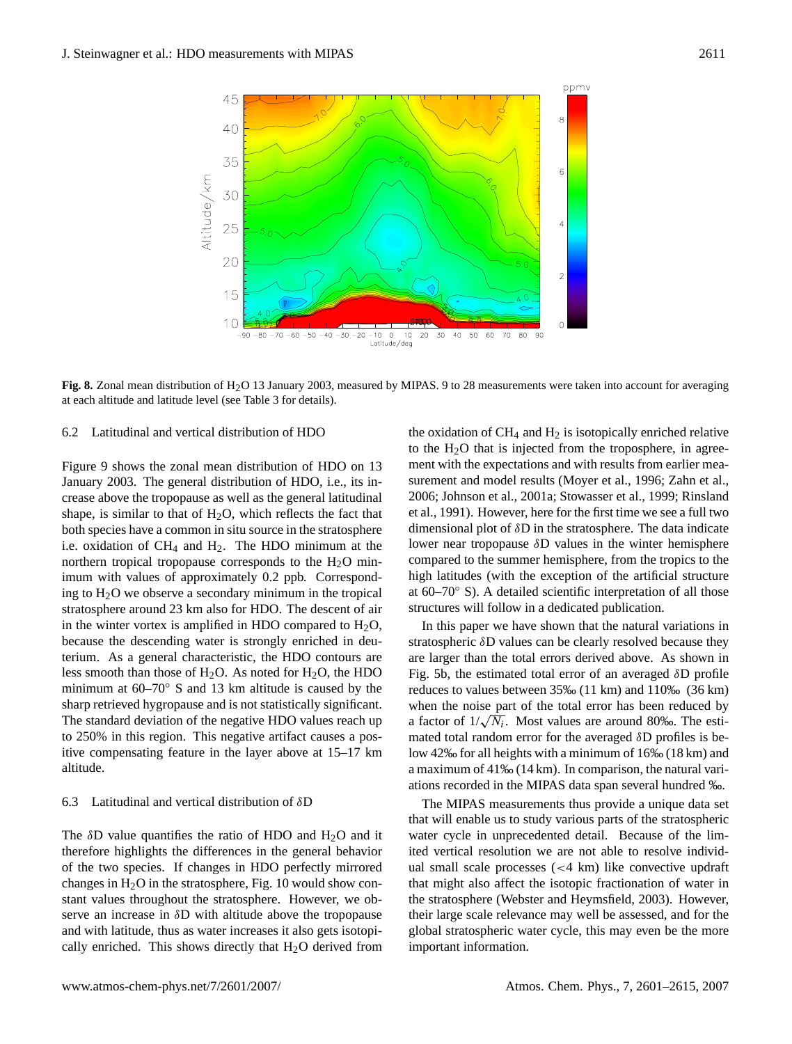**Fig. 8.** Zonal mean distribution of $H_2O$ 13 January 2003, measured by MIPAS. 9 to 28 measurements were taken into account for averaging at each altitude and latitude level (see Table 3 for details).

### 6.2 Latitudinal and vertical distribution of HDO

Figure 9 shows the zonal mean distribution of HDO on 13 January 2003. The general distribution of HDO, i.e., its increase above the tropopause as well as the general latitudinal shape, is similar to that of $H_2O$, which reflects the fact that both species have a common in situ source in the stratosphere i.e. oxidation of $CH_4$ and $H_2$. The HDO minimum at the northern tropical tropopause corresponds to the $H_2O$ minimum with values of approximately 0.2 ppb. Corresponding to $H_2O$ we observe a secondary minimum in the tropical stratosphere around 23 km also for HDO. The descent of air in the winter vortex is amplified in HDO compared to $H_2O$, because the descending water is strongly enriched in deuterium. As a general characteristic, the HDO contours are less smooth than those of $H_2O$. As noted for $H_2O$, the HDO minimum at 60–70° S and 13 km altitude is caused by the sharp retrieved hygropause and is not statistically significant. The standard deviation of the negative HDO values reach up to 250% in this region. This negative artifact causes a positive compensating feature in the layer above at 15–17 km altitude.

### 6.3 Latitudinal and vertical distribution of $\delta$D

The $\delta$D value quantifies the ratio of HDO and $H_2O$ and it therefore highlights the differences in the general behavior of the two species. If changes in HDO perfectly mirrored changes in $H_2O$ in the stratosphere, Fig. 10 would show constant values throughout the stratosphere. However, we observe an increase in $\delta$D with altitude above the tropopause and with latitude, thus as water increases it also gets isotopically enriched. This shows directly that $H_2O$ derived from the oxidation of $CH_4$ and $H_2$ is isotopically enriched relative to the $H_2O$ that is injected from the troposphere, in agreement with the expectations and with results from earlier measurement and model results (Moyer et al., 1996; Zahn et al., 2006; Johnson et al., 2001a; Stowasser et al., 1999; Rinsland et al., 1991). However, here for the first time we see a full two dimensional plot of $\delta$D in the stratosphere. The data indicate lower near tropopause $\delta$D values in the winter hemisphere compared to the summer hemisphere, from the tropics to the high latitudes (with the exception of the artificial structure at 60–70° S). A detailed scientific interpretation of all those structures will follow in a dedicated publication.

In this paper we have shown that the natural variations in stratospheric $\delta$D values can be clearly resolved because they are larger than the total errors derived above. As shown in Fig. 5b, the estimated total error of an averaged $\delta$D profile reduces to values between 35‰ (11 km) and 110‰ (36 km) when the noise part of the total error has been reduced by a factor of $1/\sqrt{N_i}$. Most values are around 80‰. The estimated total random error for the averaged $\delta$D profiles is below 42‰ for all heights with a minimum of 16‰ (18 km) and a maximum of 41‰ (14 km). In comparison, the natural variations recorded in the MIPAS data span several hundred ‰.

The MIPAS measurements thus provide a unique data set that will enable us to study various parts of the stratospheric water cycle in unprecedented detail. Because of the limited vertical resolution we are not able to resolve individual small scale processes (<4 km) like convective updraft that might also affect the isotopic fractionation of water in the stratosphere (Webster and Heymsfield, 2003). However, their large scale relevance may well be assessed, and for the global stratospheric water cycle, this may even be the more important information.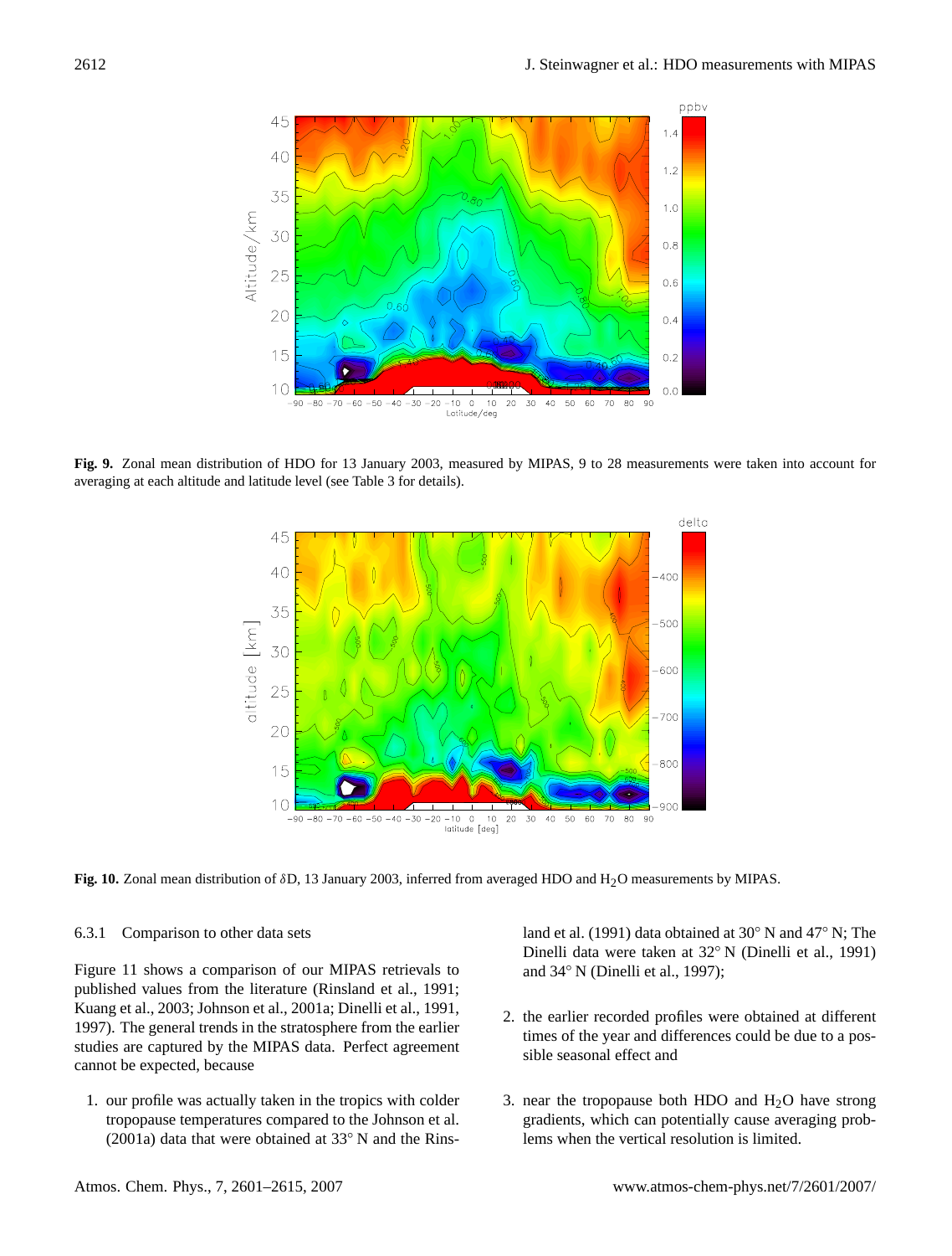**Fig. 9.** Zonal mean distribution of HDO for 13 January 2003, measured by MIPAS, 9 to 28 measurements were taken into account for averaging at each altitude and latitude level (see Table 3 for details).

**Fig. 10.** Zonal mean distribution of $\delta$D, 13 January 2003, inferred from averaged HDO and $H_2O$ measurements by MIPAS.

#### 6.3.1 Comparison to other data sets

Figure 11 shows a comparison of our MIPAS retrievals to published values from the literature (Rinsland et al., 1991; Kuang et al., 2003; Johnson et al., 2001a; Dinelli et al., 1991, 1997). The general trends in the stratosphere from the earlier studies are captured by the MIPAS data. Perfect agreement cannot be expected, because

1. our profile was actually taken in the tropics with colder tropopause temperatures compared to the Johnson et al. (2001a) data that were obtained at 33° N and the Rinsland et al. (1991) data obtained at 30° N and 47° N; The Dinelli data were taken at 32° N (Dinelli et al., 1991) and 34° N (Dinelli et al., 1997);

2. the earlier recorded profiles were obtained at different times of the year and differences could be due to a possible seasonal effect and

3. near the tropopause both HDO and $H_2O$ have strong gradients, which can potentially cause averaging problems when the vertical resolution is limited.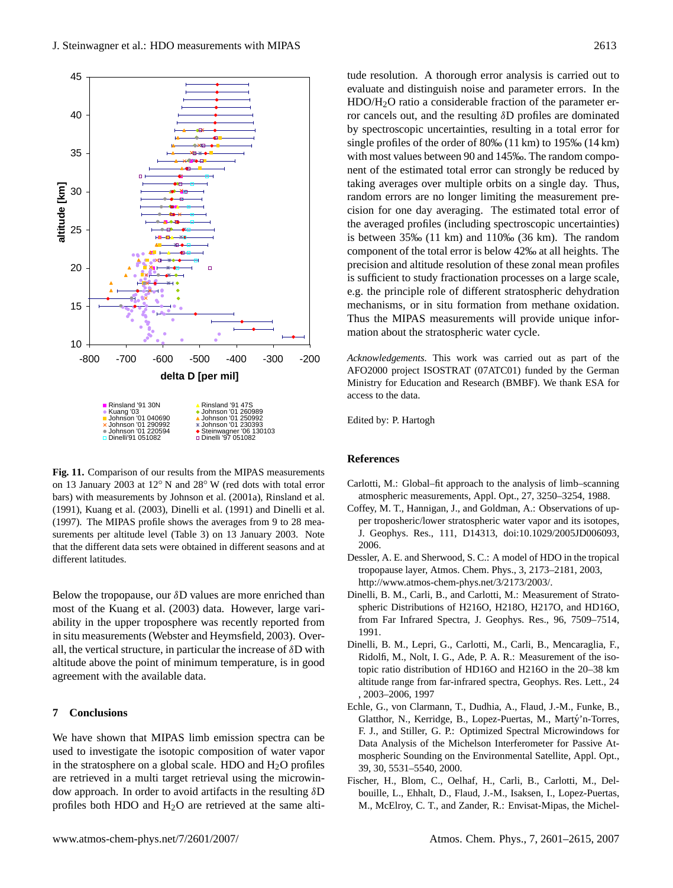Fig. 11. Comparison of our results from the MIPAS measurements on 13 January 2003 at 12° N and 28° W (red dots with total error bars) with measurements by Johnson et al. (2001a), Rinsland et al. (1991), Kuang et al. (2003), Dinelli et al. (1991) and Dinelli et al. (1997). The MIPAS profile shows the averages from 9 to 28 measurements per altitude level (Table 3) on 13 January 2003. Note that the different data sets were obtained in different seasons and at different latitudes.

Below the tropopause, our $\delta$D values are more enriched than most of the Kuang et al. (2003) data. However, large variability in the upper troposphere was recently reported from in situ measurements (Webster and Heymsfield, 2003). Overall, the vertical structure, in particular the increase of $\delta$D with altitude above the point of minimum temperature, is in good agreement with the available data.

## 7 Conclusions

We have shown that MIPAS limb emission spectra can be used to investigate the isotopic composition of water vapor in the stratosphere on a global scale. HDO and $H_2O$ profiles are retrieved in a multi target retrieval using the microwindow approach. In order to avoid artifacts in the resulting $\delta$D profiles both HDO and $H_2O$ are retrieved at the same altitude resolution. A thorough error analysis is carried out to evaluate and distinguish noise and parameter errors. In the HDO/$H_2O$ ratio a considerable fraction of the parameter error cancels out, and the resulting $\delta$D profiles are dominated by spectroscopic uncertainties, resulting in a total error for single profiles of the order of 80‰ (11 km) to 195‰ (14 km) with most values between 90 and 145‰. The random component of the estimated total error can strongly be reduced by taking averages over multiple orbits on a single day. Thus, random errors are no longer limiting the measurement precision for one day averaging. The estimated total error of the averaged profiles (including spectroscopic uncertainties) is between 35‰ (11 km) and 110‰ (36 km). The random component of the total error is below 42‰ at all heights. The precision and altitude resolution of these zonal mean profiles is sufficient to study fractionation processes on a large scale, e.g. the principle role of different stratospheric dehydration mechanisms, or in situ formation from methane oxidation. Thus the MIPAS measurements will provide unique information about the stratospheric water cycle.

*Acknowledgements.* This work was carried out as part of the AFO2000 project ISOSTRAT (07ATC01) funded by the German Ministry for Education and Research (BMBF). We thank ESA for access to the data.

Edited by: P. Hartogh

## References

Carlotti, M.: Global–fit approach to the analysis of limb–scanning atmospheric measurements, Appl. Opt., 27, 3250–3254, 1988.

Coffey, M. T., Hannigan, J., and Goldman, A.: Observations of upper troposheric/lower stratospheric water vapor and its isotopes, J. Geophys. Res., 111, D14313, doi:10.1029/2005JD006093, 2006.

Dessler, A. E. and Sherwood, S. C.: A model of HDO in the tropical tropopause layer, Atmos. Chem. Phys., 3, 2173–2181, 2003, http://www.atmos-chem-phys.net/3/2173/2003/.

Dinelli, B. M., Carli, B., and Carlotti, M.: Measurement of Stratospheric Distributions of H216O, H218O, H217O, and HD16O, from Far Infrared Spectra, J. Geophys. Res., 96, 7509–7514, 1991.

Dinelli, B. M., Lepri, G., Carlotti, M., Carli, B., Mencaraglia, F., Ridolfi, M., Nolt, I. G., Ade, P. A. R.: Measurement of the isotopic ratio distribution of HD16O and H216O in the 20–38 km altitude range from far-infrared spectra, Geophys. Res. Lett., 24 , 2003–2006, 1997

Echle, G., von Clarmann, T., Dudhia, A., Flaud, J.-M., Funke, B., Glatthor, N., Kerridge, B., Lopez-Puertas, M., Martý'n-Torres, F. J., and Stiller, G. P.: Optimized Spectral Microwindows for Data Analysis of the Michelson Interferometer for Passive Atmospheric Sounding on the Environmental Satellite, Appl. Opt., 39, 30, 5531–5540, 2000.

Fischer, H., Blom, C., Oelhaf, H., Carli, B., Carlotti, M., Delbouille, L., Ehhalt, D., Flaud, J.-M., Isaksen, I., Lopez-Puertas, M., McElroy, C. T., and Zander, R.: Envisat-Mipas, the Michel-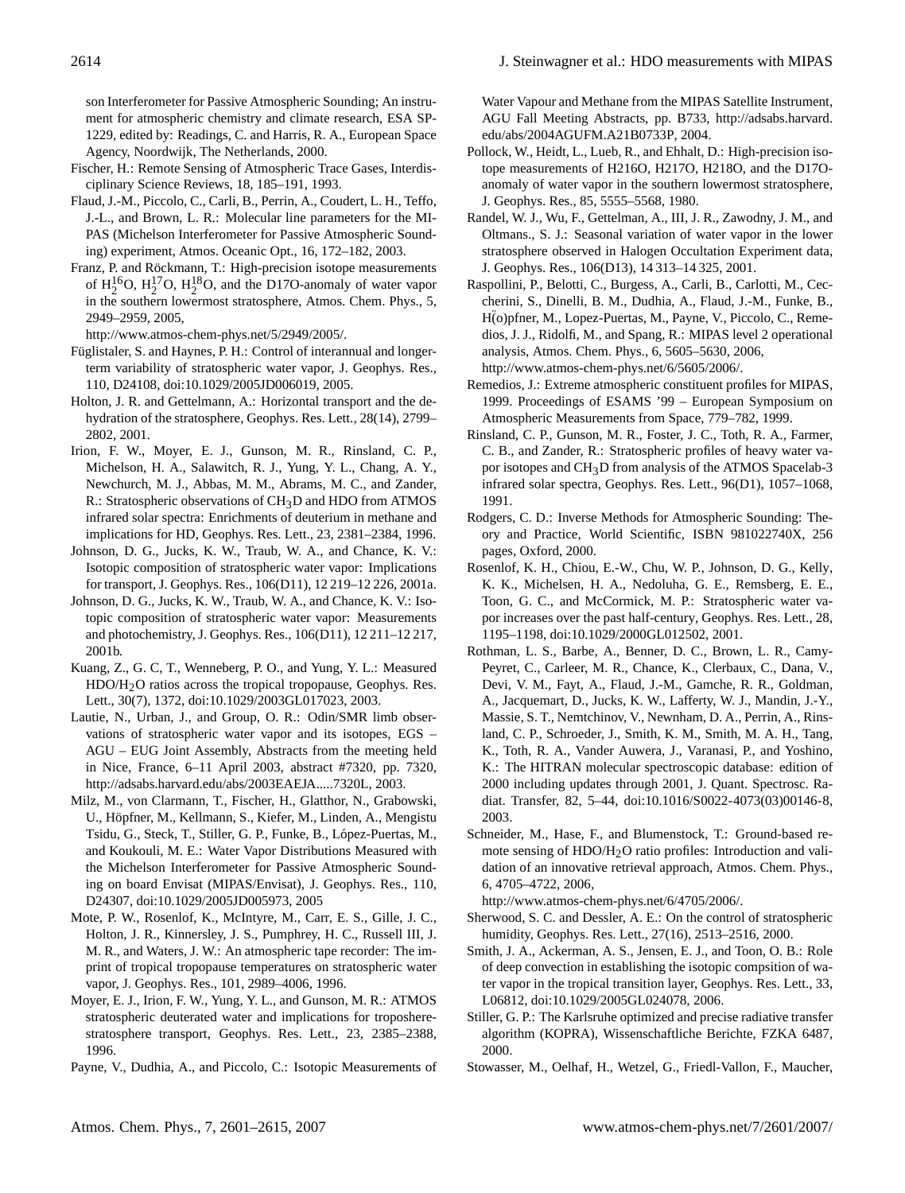son Interferometer for Passive Atmospheric Sounding; An instrument for atmospheric chemistry and climate research, ESA SP-1229, edited by: Readings, C. and Harris, R. A., European Space Agency, Noordwijk, The Netherlands, 2000.

Fischer, H.: Remote Sensing of Atmospheric Trace Gases, Interdisciplinary Science Reviews, 18, 185–191, 1993.

Flaud, J.-M., Piccolo, C., Carli, B., Perrin, A., Coudert, L. H., Teffo, J.-L., and Brown, L. R.: Molecular line parameters for the MIPAS (Michelson Interferometer for Passive Atmospheric Sounding) experiment, Atmos. Oceanic Opt., 16, 172–182, 2003.

Franz, P. and Röckmann, T.: High-precision isotope measurements of $H_2^{16}O$, $H_2^{17}O$, $H_2^{18}O$, and the D17O-anomaly of water vapor in the southern lowermost stratosphere, Atmos. Chem. Phys., 5, 2949–2959, 2005, http://www.atmos-chem-phys.net/5/2949/2005/.

Füglistaler, S. and Haynes, P. H.: Control of interannual and longer-term variability of stratospheric water vapor, J. Geophys. Res., 110, D24108, doi:10.1029/2005JD006019, 2005.

Holton, J. R. and Gettelmann, A.: Horizontal transport and the dehydration of the stratosphere, Geophys. Res. Lett., 28(14), 2799–2802, 2001.

Irion, F. W., Moyer, E. J., Gunson, M. R., Rinsland, C. P., Michelson, H. A., Salawitch, R. J., Yung, Y. L., Chang, A. Y., Newchurch, M. J., Abbas, M. M., Abrams, M. C., and Zander, R.: Stratospheric observations of $CH_3D$ and HDO from ATMOS infrared solar spectra: Enrichments of deuterium in methane and implications for HD, Geophys. Res. Lett., 23, 2381–2384, 1996.

Johnson, D. G., Jucks, K. W., Traub, W. A., and Chance, K. V.: Isotopic composition of stratospheric water vapor: Implications for transport, J. Geophys. Res., 106(D11), 12 219–12 226, 2001a.

Johnson, D. G., Jucks, K. W., Traub, W. A., and Chance, K. V.: Isotopic composition of stratospheric water vapor: Measurements and photochemistry, J. Geophys. Res., 106(D11), 12 211–12 217, 2001b.

Kuang, Z., G. C, T., Wenneberg, P. O., and Yung, Y. L.: Measured $HDO/H_2O$ ratios across the tropical tropopause, Geophys. Res. Lett., 30(7), 1372, doi:10.1029/2003GL017023, 2003.

Lautie, N., Urban, J., and Group, O. R.: Odin/SMR limb observations of stratospheric water vapor and its isotopes, EGS – AGU – EUG Joint Assembly, Abstracts from the meeting held in Nice, France, 6–11 April 2003, abstract #7320, pp. 7320, http://adsabs.harvard.edu/abs/2003EAEJA.....7320L, 2003.

Milz, M., von Clarmann, T., Fischer, H., Glatthor, N., Grabowski, U., Höpfner, M., Kellmann, S., Kiefer, M., Linden, A., Mengistu Tsidu, G., Steck, T., Stiller, G. P., Funke, B., López-Puertas, M., and Koukouli, M. E.: Water Vapor Distributions Measured with the Michelson Interferometer for Passive Atmospheric Sounding on board Envisat (MIPAS/Envisat), J. Geophys. Res., 110, D24307, doi:10.1029/2005JD005973, 2005

Mote, P. W., Rosenlof, K., McIntyre, M., Carr, E. S., Gille, J. C., Holton, J. R., Kinnersley, J. S., Pumphrey, H. C., Russell III, J. M. R., and Waters, J. W.: An atmospheric tape recorder: The imprint of tropical tropopause temperatures on stratospheric water vapor, J. Geophys. Res., 101, 2989–4006, 1996.

Moyer, E. J., Irion, F. W., Yung, Y. L., and Gunson, M. R.: ATMOS stratospheric deuterated water and implications for troposhere-stratosphere transport, Geophys. Res. Lett., 23, 2385–2388, 1996.

Payne, V., Dudhia, A., and Piccolo, C.: Isotopic Measurements of Water Vapour and Methane from the MIPAS Satellite Instrument, AGU Fall Meeting Abstracts, pp. B733, http://adsabs.harvard.edu/abs/2004AGUFM.A21B0733P, 2004.

Pollock, W., Heidt, L., Lueb, R., and Ehhalt, D.: High-precision isotope measurements of H216O, H217O, H218O, and the D17O-anomaly of water vapor in the southern lowermost stratosphere, J. Geophys. Res., 85, 5555–5568, 1980.

Randel, W. J., Wu, F., Gettelman, A., III, J. R., Zawodny, J. M., and Oltmans., S. J.: Seasonal variation of water vapor in the lower stratosphere observed in Halogen Occultation Experiment data, J. Geophys. Res., 106(D13), 14 313–14 325, 2001.

Raspollini, P., Belotti, C., Burgess, A., Carli, B., Carlotti, M., Ceccherini, S., Dinelli, B. M., Dudhia, A., Flaud, J.-M., Funke, B., H(̈o)pfner, M., Lopez-Puertas, M., Payne, V., Piccolo, C., Remedios, J. J., Ridolfi, M., and Spang, R.: MIPAS level 2 operational analysis, Atmos. Chem. Phys., 6, 5605–5630, 2006, http://www.atmos-chem-phys.net/6/5605/2006/.

Remedios, J.: Extreme atmospheric constituent profiles for MIPAS, 1999. Proceedings of ESAMS '99 – European Symposium on Atmospheric Measurements from Space, 779–782, 1999.

Rinsland, C. P., Gunson, M. R., Foster, J. C., Toth, R. A., Farmer, C. B., and Zander, R.: Stratospheric profiles of heavy water vapor isotopes and $CH_3D$ from analysis of the ATMOS Spacelab-3 infrared solar spectra, Geophys. Res. Lett., 96(D1), 1057–1068, 1991.

Rodgers, C. D.: Inverse Methods for Atmospheric Sounding: Theory and Practice, World Scientific, ISBN 981022740X, 256 pages, Oxford, 2000.

Rosenlof, K. H., Chiou, E.-W., Chu, W. P., Johnson, D. G., Kelly, K. K., Michelsen, H. A., Nedoluha, G. E., Remsberg, E. E., Toon, G. C., and McCormick, M. P.: Stratospheric water vapor increases over the past half-century, Geophys. Res. Lett., 28, 1195–1198, doi:10.1029/2000GL012502, 2001.

Rothman, L. S., Barbe, A., Benner, D. C., Brown, L. R., Camy-Peyret, C., Carleer, M. R., Chance, K., Clerbaux, C., Dana, V., Devi, V. M., Fayt, A., Flaud, J.-M., Gamche, R. R., Goldman, A., Jacquemart, D., Jucks, K. W., Lafferty, W. J., Mandin, J.-Y., Massie, S. T., Nemtchinov, V., Newnham, D. A., Perrin, A., Rinsland, C. P., Schroeder, J., Smith, K. M., Smith, M. A. H., Tang, K., Toth, R. A., Vander Auwera, J., Varanasi, P., and Yoshino, K.: The HITRAN molecular spectroscopic database: edition of 2000 including updates through 2001, J. Quant. Spectrosc. Radiat. Transfer, 82, 5–44, doi:10.1016/S0022-4073(03)00146-8, 2003.

Schneider, M., Hase, F., and Blumenstock, T.: Ground-based remote sensing of $HDO/H_2O$ ratio profiles: Introduction and validation of an innovative retrieval approach, Atmos. Chem. Phys., 6, 4705–4722, 2006, http://www.atmos-chem-phys.net/6/4705/2006/.

Sherwood, S. C. and Dessler, A. E.: On the control of stratospheric humidity, Geophys. Res. Lett., 27(16), 2513–2516, 2000.

Smith, J. A., Ackerman, A. S., Jensen, E. J., and Toon, O. B.: Role of deep convection in establishing the isotopic compsition of water vapor in the tropical transition layer, Geophys. Res. Lett., 33, L06812, doi:10.1029/2005GL024078, 2006.

Stiller, G. P.: The Karlsruhe optimized and precise radiative transfer algorithm (KOPRA), Wissenschaftliche Berichte, FZKA 6487, 2000.

Stowasser, M., Oelhaf, H., Wetzel, G., Friedl-Vallon, F., Maucher,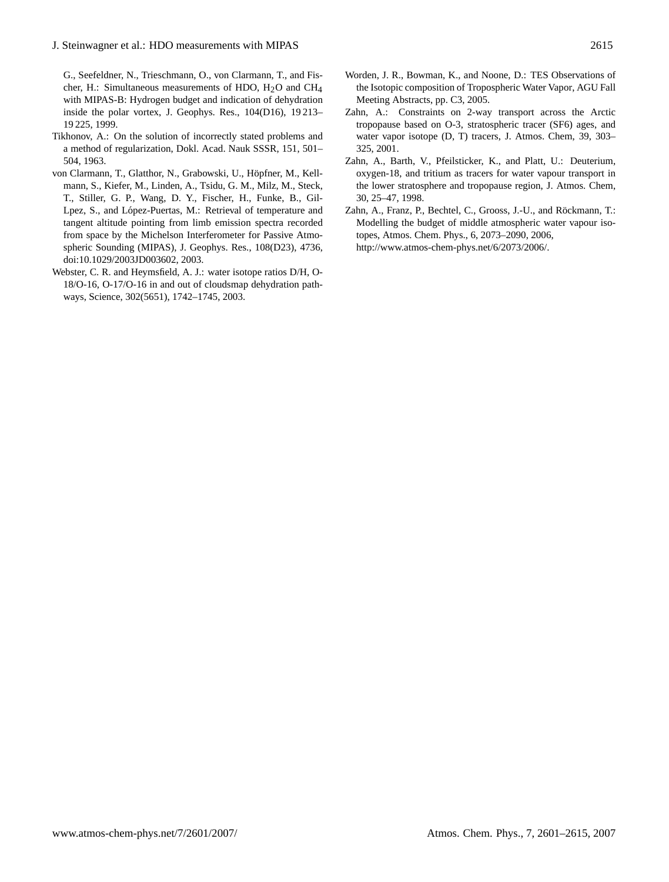G., Seefeldner, N., Trieschmann, O., von Clarmann, T., and Fischer, H.: Simultaneous measurements of HDO, $H_2O$ and $CH_4$ with MIPAS-B: Hydrogen budget and indication of dehydration inside the polar vortex, J. Geophys. Res., 104(D16), 19 213–19 225, 1999.

Tikhonov, A.: On the solution of incorrectly stated problems and a method of regularization, Dokl. Acad. Nauk SSSR, 151, 501–504, 1963.

von Clarmann, T., Glatthor, N., Grabowski, U., Höpfner, M., Kellmann, S., Kiefer, M., Linden, A., Tsidu, G. M., Milz, M., Steck, T., Stiller, G. P., Wang, D. Y., Fischer, H., Funke, B., Gil-Lpez, S., and López-Puertas, M.: Retrieval of temperature and tangent altitude pointing from limb emission spectra recorded from space by the Michelson Interferometer for Passive Atmospheric Sounding (MIPAS), J. Geophys. Res., 108(D23), 4736, doi:10.1029/2003JD003602, 2003.

Webster, C. R. and Heymsfield, A. J.: water isotope ratios D/H, O-18/O-16, O-17/O-16 in and out of cloudsmap dehydration pathways, Science, 302(5651), 1742–1745, 2003.

Worden, J. R., Bowman, K., and Noone, D.: TES Observations of the Isotopic composition of Tropospheric Water Vapor, AGU Fall Meeting Abstracts, pp. C3, 2005.

Zahn, A.: Constraints on 2-way transport across the Arctic tropopause based on O-3, stratospheric tracer (SF6) ages, and water vapor isotope (D, T) tracers, J. Atmos. Chem, 39, 303–325, 2001.

Zahn, A., Barth, V., Pfeilsticker, K., and Platt, U.: Deuterium, oxygen-18, and tritium as tracers for water vapour transport in the lower stratosphere and tropopause region, J. Atmos. Chem, 30, 25–47, 1998.

Zahn, A., Franz, P., Bechtel, C., Grooss, J.-U., and Röckmann, T.: Modelling the budget of middle atmospheric water vapour isotopes, Atmos. Chem. Phys., 6, 2073–2090, 2006, http://www.atmos-chem-phys.net/6/2073/2006/.